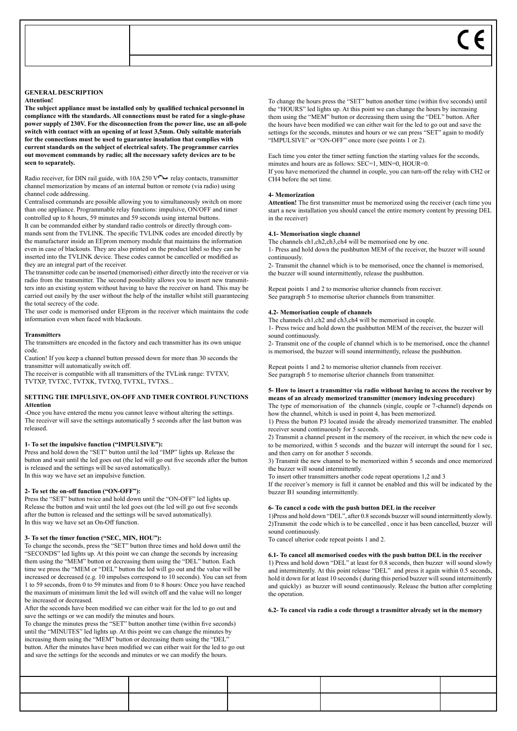## GENERAL DESCRIPTION

**Attention!**

**The subject appliance must be installed only by qualified technical personnel in compliance with the standards. All connections must be rated for a single-phase power supply of 230V. For the disconnection from the power line, use an all-pole switch with contact with an opening of at least 3,5mm. Only suitable materials for the connections must be used to guarantee insulation that complies with current standards on the subject of electrical safety. The programmer carries out movement commands by radio; all the necessary safety devices are to be seen to separately.**

Radio receiver, for DIN rail guide, with 10A 250 V~ relay contacts, transmitter channel memorization by means of an internal button or remote (via radio) using channel code addressing.

Centralised commands are possible allowing you to simultaneously switch on more than one appliance. Programmable relay functions: impulsive, ON/OFF and timer controlled up to 8 hours, 59 minutes and 59 seconds using internal buttons.

It can be commanded either by standard radio controls or directly through commands sent from the TVLINK. The specific TVLINK codes are encoded directly by the manufacturer inside an EEprom memory module that maintains the information even in case of blackouts. They are also printed on the product label so they can be inserted into the TVLINK device. These codes cannot be cancelled or modified as they are an integral part of the receiver.

The transmitter code can be inserted (memorised) either directly into the receiver or via radio from the transmitter. The second possibility allows you to insert new transmitters into an existing system without having to have the receiver on hand. This may be carried out easily by the user without the help of the installer whilst still guaranteeing the total secrecy of the code.

The user code is memorised under EEprom in the receiver which maintains the code information even when faced with blackouts.

### Transmitters

The transmitters are encoded in the factory and each transmitter has its own unique code.

Caution! If you keep a channel button pressed down for more than 30 seconds the transmitter will automatically switch off.

The receiver is compatible with all transmitters of the TVLink range: TVTXV, TVTXP, TVTXC, TVTXK, TVTXQ, TVTXL, TVTXS...

## SETTING THE IMPULSIVE, ON-OFF AND TIMER CONTROL FUNCTIONS

**Attention**

-Once you have entered the menu you cannot leave without altering the settings. The receiver will save the settings automatically 5 seconds after the last button was released.

### 1- To set the impulsive function (“IMPULSIVE”):

Press and hold down the “SET” button until the led “IMP” lights up. Release the button and wait until the led goes out (the led will go out five seconds after the button is released and the settings will be saved automatically).

In this way we have set an impulsive function.

### 2- To set the on-off function (“ON-OFF”):

Press the “SET” button twice and hold down until the “ON-OFF” led lights up. Release the button and wait until the led goes out (the led will go out five seconds after the button is released and the settings will be saved automatically).

In this way we have set an On-Off function.

### 3- To set the timer function (“SEC, MIN, HOU”):

To change the seconds, press the “SET” button three times and hold down until the “SECONDS” led lights up. At this point we can change the seconds by increasing them using the “MEM” button or decreasing them using the “DEL” button. Each time we press the “MEM or “DEL” button the led will go out and the value will be increased or decreased (e.g. 10 impulses correspond to 10 seconds). You can set from 1 to 59 seconds, from 0 to 59 minutes and from 0 to 8 hours: Once you have reached the maximum of minimum limit the led will switch off and the value will no longer be increased or decreased.

After the seconds have been modified we can either wait for the led to go out and save the settings or we can modify the minutes and hours.

To change the minutes press the “SET” button another time (within five seconds) until the “MINUTES” led lights up. At this point we can change the minutes by increasing them using the “MEM” button or decreasing them using the “DEL” button. After the minutes have been modified we can either wait for the led to go out and save the settings for the seconds and minutes or we can modify the hours.

To change the hours press the “SET” button another time (within five seconds) until the “HOURS” led lights up. At this point we can change the hours by increasing them using the “MEM” button or decreasing them using the “DEL” button. After the hours have been modified we can either wait for the led to go out and save the settings for the seconds, minutes and hours or we can press “SET” again to modify “IMPULSIVE” or “ON-OFF” once more (see points 1 or 2).

Each time you enter the timer setting function the starting values for the seconds, minutes and hours are as follows: SEC=1, MIN=0, HOUR=0.

If you have memorized the channel in couple, you can turn-off the relay with CH2 or CH4 before the set time.

### 4- Memorization

**Attention!** The first transmitter must be memorized using the receiver (each time you start a new installation you should cancel the entire memory content by pressing DEL in the receiver)

### 4.1- Memorisation single channel

The channels ch1,ch2,ch3,ch4 will be memorised one by one.

1- Press and hold down the pushbutton MEM of the receiver, the buzzer will sound continuously.

2- Transmit the channel which is to be memorised, once the channel is memorised, the buzzer will sound intermittently, release the pushbutton.

Repeat points 1 and 2 to memorise ulterior channels from receiver.

See paragraph 5 to memorise ulterior channels from transmitter.

### 4.2- Memorisation couple of channels

The channels ch1,ch2 and ch3,ch4 will be memorised in couple.

1- Press twice and hold down the pushbutton MEM of the receiver, the buzzer will sound continuously.

2- Transmit one of the couple of channel which is to be memorised, once the channel is memorised, the buzzer will sound intermittently, release the pushbutton.

Repeat points 1 and 2 to memorise ulterior channels from receiver.

See paragraph 5 to memorise ulterior channels from transmitter.

### 5- How to insert a transmitter via radio without having to access the receiver by means of an already memorized transmitter (memory indexing procedure)

The type of memorisation of the channels (single, couple or 7-channel) depends on how the channel, which is used in point 4, has been memorized.

1) Press the button P3 located inside the already memorized transmitter. The enabled receiver sound continuously for 5 seconds.

2) Transmit a channel present in the memory of the receiver, in which the new code is to be memorized, within 5 seconds and the buzzer will interrupt the sound for 1 sec, and then carry on for another 5 seconds.

3) Transmit the new channel to be memorized within 5 seconds and once memorized the buzzer will sound intermittently.

To insert other transmitters another code repeat operations 1,2 and 3

If the receiver’s memory is full it cannot be enabled and this will be indicated by the buzzer B1 sounding intermittently.

### 6- To cancel a code with the push button DEL in the receiver

1)Press and hold down “DEL”, after 0.8 seconds buzzer will sound intermittently slowly.

2)Transmit the code which is to be cancelled , once it has been cancelled, buzzer will sound continuously.

To cancel ulterior code repeat points 1 and 2.

### 6.1- To cancel all memorised coedes with the push button DEL in the receiver

1) Press and hold down “DEL” at least for 0.8 seconds, then buzzer will sound slowly and intermittently. At this point release “DEL” and press it again within 0.5 seconds, hold it down for at least 10 seconds ( during this period buzzer will sound intermittently and quickly) as buzzer will sound continuously. Release the button after completing the operation.

### 6.2- To cancel via radio a code througt a trasmitter already set in the memory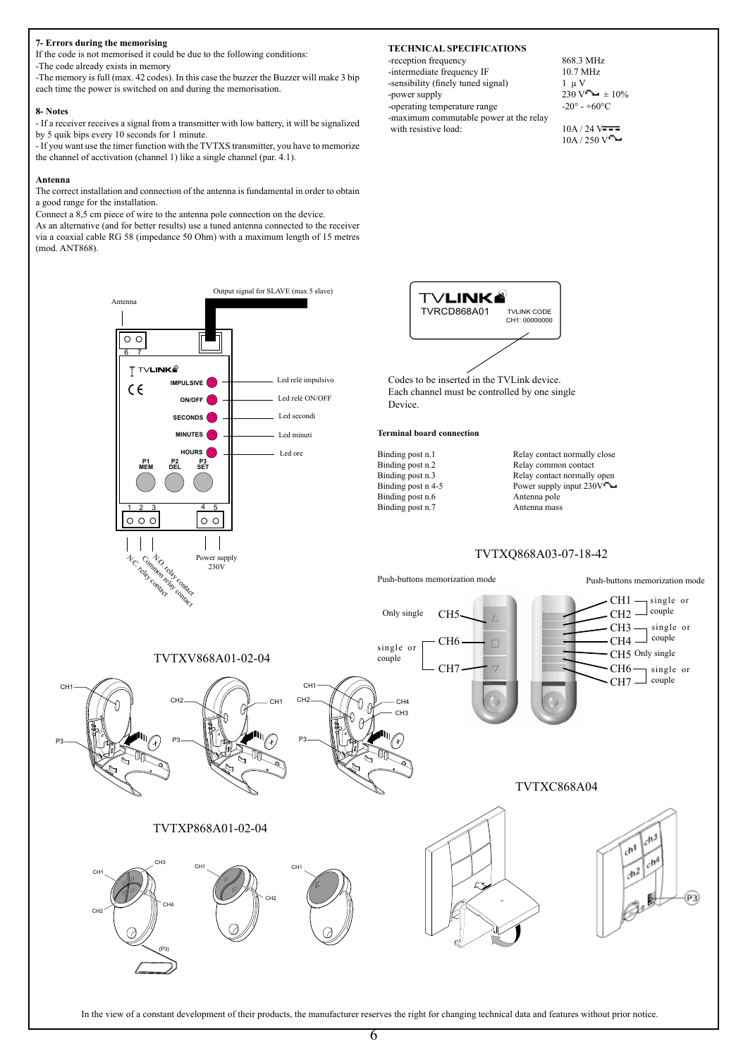**7- Errors during the memorising**

If the code is not memorised it could be due to the following conditions:
-The code already exists in memory
-The memory is full (max. 42 codes). In this case the buzzer the Buzzer will make 3 bip each time the power is switched on and during the memorisation.

**8- Notes**

- If a receiver receives a signal from a transmitter with low battery, it will be signalized by 5 quik bips every 10 seconds for 1 minute.
- If you want use the timer function with the TVTXS transmitter, you have to memorize the channel of acctivation (channel 1) like a single channel (par. 4.1).

**Antenna**

The correct installation and connection of the antenna is fundamental in order to obtain a good range for the installation.
Connect a 8,5 cm piece of wire to the antenna pole connection on the device.
As an alternative (and for better results) use a tuned antenna connected to the receiver via a coaxial cable RG 58 (impedance 50 Ohm) with a maximum length of 15 metres (mod. ANT868).

**TECHNICAL SPECIFICATIONS**

| | |
|---|---|
| -reception frequency | 868.3 MHz |
| -intermediate frequency IF | 10.7 MHz |
| -sensibility (finely tuned signal) | 1 µ V |
| -power supply | 230 V~ ± 10% |
| -operating temperature range | -20° - +60°C |
| -maximum commutable power at the relay with resistive load: | 10A / 24 V⎓ <br> 10A / 250 V~ |

Antenna
Output signal for SLAVE (max 5 slave)
6 7
TVLINK
IMPULSIVE — Led relè impulsivo
ON/OFF — Led relè ON/OFF
SECONDS — Led secondi
MINUTES — Led minuti
HOURS — Led ore
P1 MEM P2 DEL P3 SET
1 2 3 4 5
N.C. relay contact
Common relay contact
N.O. relay contact
Power supply 230V

TVLINK
TVRCD868A01 TVLINK CODE CH1: 00000000

Codes to be inserted in the TVLink device.
Each channel must be controlled by one single Device.

**Terminal board connection**

| | |
|---|---|
| Binding post n.1 | Relay contact normally close |
| Binding post n.2 | Relay common contact |
| Binding post n.3 | Relay contact normally open |
| Binding post n 4-5 | Power supply input 230V~ |
| Binding post n.6 | Antenna pole |
| Binding post n.7 | Antenna mass |

TVTXQ868A03-07-18-42

Push-buttons memorization mode
Only single CH5
single or couple CH6 CH7

Push-buttons memorization mode
CH1 CH2 single or couple
CH3 CH4 single or couple
CH5 Only single
CH6 CH7 single or couple

TVTXV868A01-02-04

CH1 P3
CH2 CH1 P3
CH1 CH2 CH4 CH3 P3

TVTXC868A04

ch1 ch3 ch2 ch4 P3

TVTXP868A01-02-04

CH3 CH1 CH2 CH4 (P3)
CH1 CH2
CH1

In the view of a constant development of their products, the manufacturer reserves the right for changing technical data and features without prior notice.